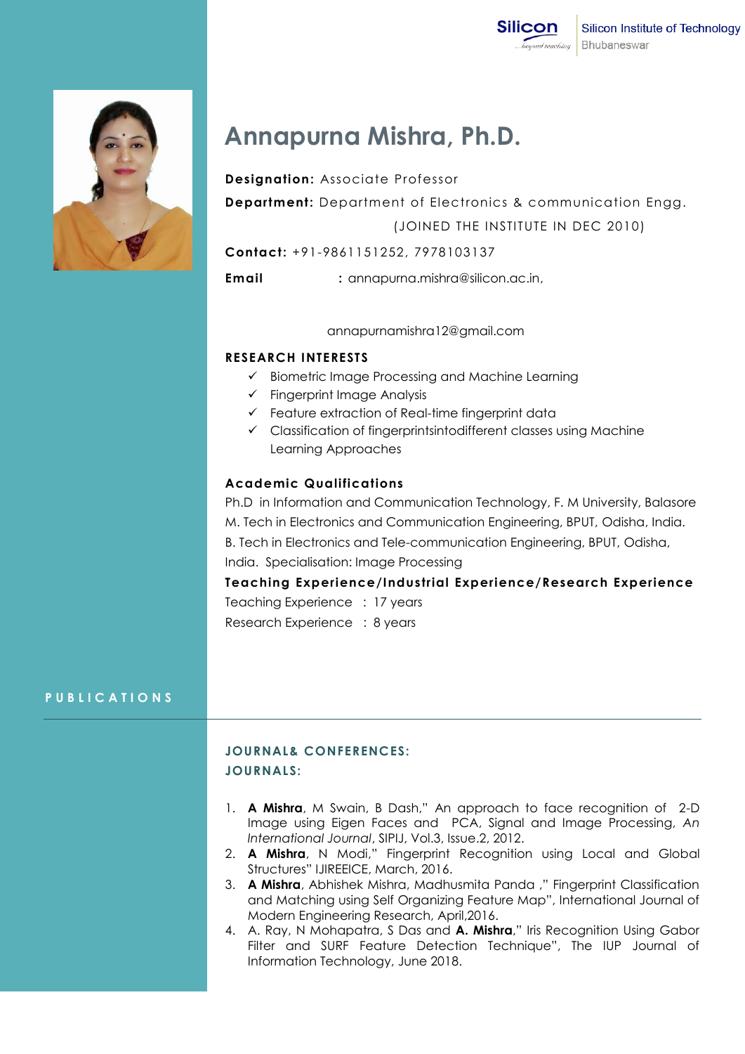# Annapurna Mishra, Ph.D.

**Designation:** Associate Professor

**Department:** Department of Electronics & communication Engg.

(JOINED THE INSTITUTE IN DEC 2010)

**Contact:** +91-9861151252, 7978103137

**Email** : annapurna.mishra@silicon.ac.in,

annapurnamishra12@gmail.com

## RESEARCH INTERESTS

- ✓ Biometric Image Processing and Machine Learning
- ✓ Fingerprint Image Analysis
- ✓ Feature extraction of Real-time fingerprint data
- ✓ Classification of fingerprintsintodifferent classes using Machine Learning Approaches

## Academic Qualifications

Ph.D in Information and Communication Technology, F. M University, Balasore

M. Tech in Electronics and Communication Engineering, BPUT, Odisha, India.

B. Tech in Electronics and Tele-communication Engineering, BPUT, Odisha, India. Specialisation: Image Processing

## Teaching Experience/Industrial Experience/Research Experience

Teaching Experience : 17 years

Research Experience : 8 years

## PUBLICATIONS

### JOURNAL& CONFERENCES:

### JOURNALS:

1. **A Mishra**, M Swain, B Dash," An approach to face recognition of 2-D Image using Eigen Faces and PCA, Signal and Image Processing, *An International Journal*, SIPIJ, Vol.3, Issue.2, 2012.
2. **A Mishra**, N Modi," Fingerprint Recognition using Local and Global Structures" IJIREEICE, March, 2016.
3. **A Mishra**, Abhishek Mishra, Madhusmita Panda ," Fingerprint Classification and Matching using Self Organizing Feature Map", International Journal of Modern Engineering Research, April,2016.
4. A. Ray, N Mohapatra, S Das and **A. Mishra**," Iris Recognition Using Gabor Filter and SURF Feature Detection Technique", The IUP Journal of Information Technology, June 2018.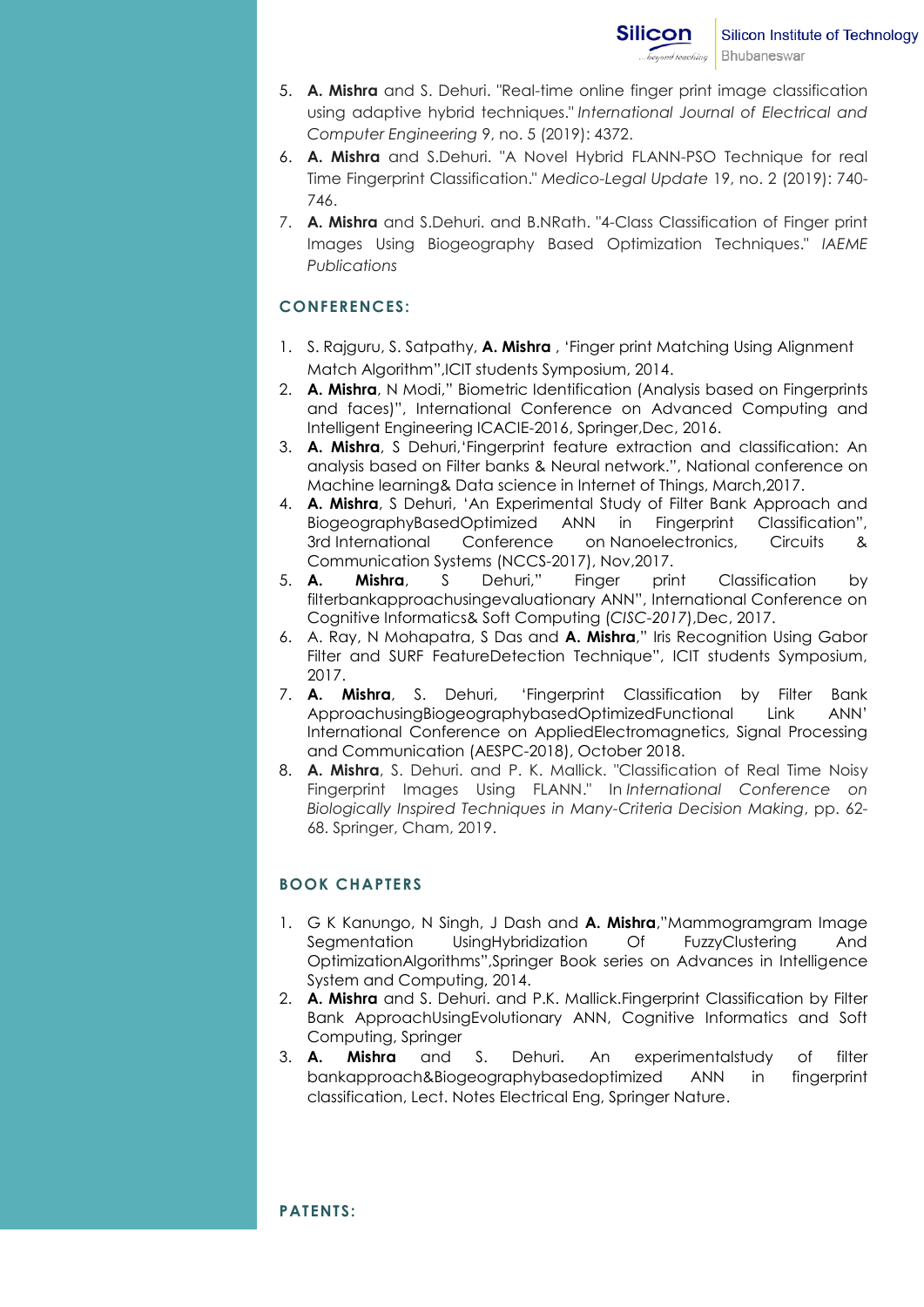5. **A. Mishra** and S. Dehuri. "Real-time online finger print image classification using adaptive hybrid techniques." *International Journal of Electrical and Computer Engineering* 9, no. 5 (2019): 4372.
6. **A. Mishra** and S.Dehuri. "A Novel Hybrid FLANN-PSO Technique for real Time Fingerprint Classification." *Medico-Legal Update* 19, no. 2 (2019): 740-746.
7. **A. Mishra** and S.Dehuri. and B.NRath. "4-Class Classification of Finger print Images Using Biogeography Based Optimization Techniques." *IAEME Publications*

## CONFERENCES:

1. S. Rajguru, S. Satpathy, **A. Mishra** , 'Finger print Matching Using Alignment Match Algorithm",ICIT students Symposium, 2014.
2. **A. Mishra**, N Modi," Biometric Identification (Analysis based on Fingerprints and faces)", International Conference on Advanced Computing and Intelligent Engineering ICACIE-2016, Springer,Dec, 2016.
3. **A. Mishra**, S Dehuri,'Fingerprint feature extraction and classification: An analysis based on Filter banks & Neural network.", National conference on Machine learning& Data science in Internet of Things, March,2017.
4. **A. Mishra**, S Dehuri, 'An Experimental Study of Filter Bank Approach and BiogeographyBasedOptimized ANN in Fingerprint Classification", 3rd International Conference on Nanoelectronics, Circuits & Communication Systems (NCCS-2017), Nov,2017.
5. **A. Mishra**, S Dehuri," Finger print Classification by filterbankapproachusingevaluationary ANN", International Conference on Cognitive Informatics& Soft Computing (*CISC-2017*),Dec, 2017.
6. A. Ray, N Mohapatra, S Das and **A. Mishra**," Iris Recognition Using Gabor Filter and SURF FeatureDetection Technique", ICIT students Symposium, 2017.
7. **A. Mishra**, S. Dehuri, 'Fingerprint Classification by Filter Bank ApproachusingBiogeographybasedOptimizedFunctional Link ANN' International Conference on AppliedElectromagnetics, Signal Processing and Communication (AESPC-2018), October 2018.
8. **A. Mishra**, S. Dehuri. and P. K. Mallick. "Classification of Real Time Noisy Fingerprint Images Using FLANN." In *International Conference on Biologically Inspired Techniques in Many-Criteria Decision Making*, pp. 62-68. Springer, Cham, 2019.

## BOOK CHAPTERS

1. G K Kanungo, N Singh, J Dash and **A. Mishra**,"Mammogramgram Image Segmentation UsingHybridization Of FuzzyClustering And OptimizationAlgorithms",Springer Book series on Advances in Intelligence System and Computing, 2014.
2. **A. Mishra** and S. Dehuri. and P.K. Mallick.Fingerprint Classification by Filter Bank ApproachUsingEvolutionary ANN, Cognitive Informatics and Soft Computing, Springer
3. **A. Mishra** and S. Dehuri. An experimentalstudy of filter bankapproach&Biogeographybasedoptimized ANN in fingerprint classification, Lect. Notes Electrical Eng, Springer Nature.

## PATENTS: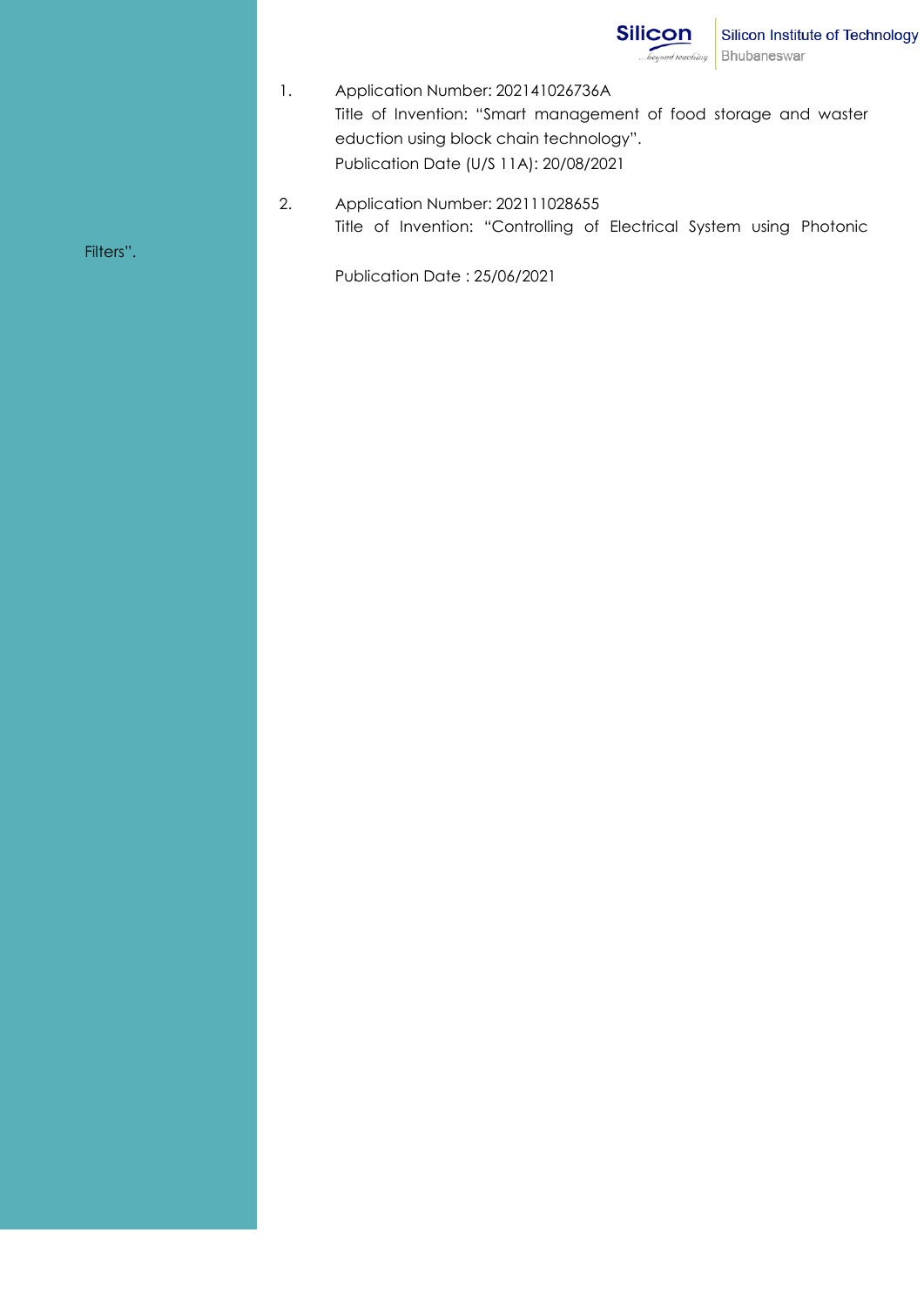1. Application Number: 202141026736A
   Title of Invention: "Smart management of food storage and waster eduction using block chain technology".
   Publication Date (U/S 11A): 20/08/2021

2. Application Number: 202111028655
   Title of Invention: "Controlling of Electrical System using Photonic Filters".
   Publication Date : 25/06/2021